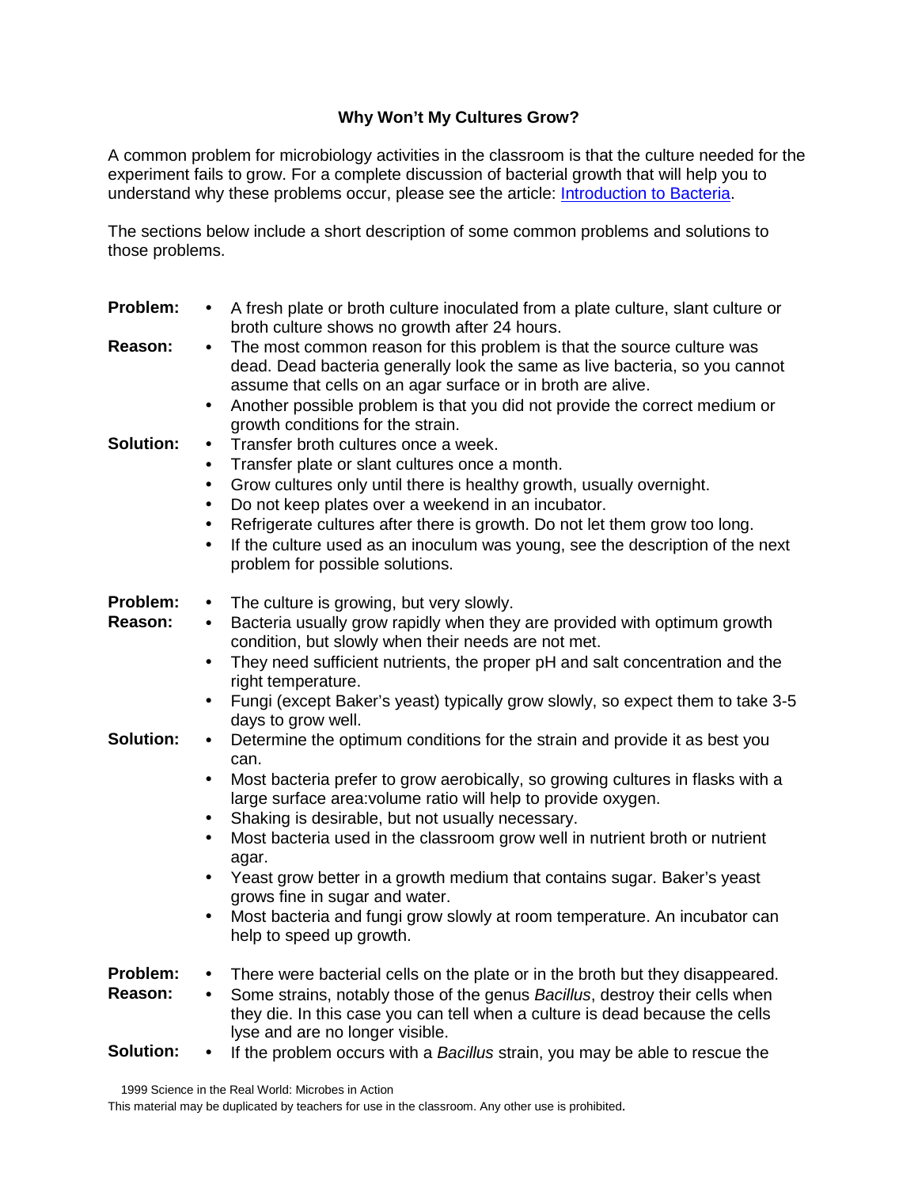# Why Won't My Cultures Grow?

A common problem for microbiology activities in the classroom is that the culture needed for the experiment fails to grow. For a complete discussion of bacterial growth that will help you to understand why these problems occur, please see the article: Introduction to Bacteria.

The sections below include a short description of some common problems and solutions to those problems.

**Problem:**

- A fresh plate or broth culture inoculated from a plate culture, slant culture or broth culture shows no growth after 24 hours.

**Reason:**

- The most common reason for this problem is that the source culture was dead. Dead bacteria generally look the same as live bacteria, so you cannot assume that cells on an agar surface or in broth are alive.
- Another possible problem is that you did not provide the correct medium or growth conditions for the strain.

**Solution:**

- Transfer broth cultures once a week.
- Transfer plate or slant cultures once a month.
- Grow cultures only until there is healthy growth, usually overnight.
- Do not keep plates over a weekend in an incubator.
- Refrigerate cultures after there is growth. Do not let them grow too long.
- If the culture used as an inoculum was young, see the description of the next problem for possible solutions.

**Problem:**

- The culture is growing, but very slowly.

**Reason:**

- Bacteria usually grow rapidly when they are provided with optimum growth condition, but slowly when their needs are not met.
- They need sufficient nutrients, the proper pH and salt concentration and the right temperature.
- Fungi (except Baker's yeast) typically grow slowly, so expect them to take 3-5 days to grow well.

**Solution:**

- Determine the optimum conditions for the strain and provide it as best you can.
- Most bacteria prefer to grow aerobically, so growing cultures in flasks with a large surface area:volume ratio will help to provide oxygen.
- Shaking is desirable, but not usually necessary.
- Most bacteria used in the classroom grow well in nutrient broth or nutrient agar.
- Yeast grow better in a growth medium that contains sugar. Baker's yeast grows fine in sugar and water.
- Most bacteria and fungi grow slowly at room temperature. An incubator can help to speed up growth.

**Problem:**

- There were bacterial cells on the plate or in the broth but they disappeared.

**Reason:**

- Some strains, notably those of the genus *Bacillus*, destroy their cells when they die. In this case you can tell when a culture is dead because the cells lyse and are no longer visible.

**Solution:**

- If the problem occurs with a *Bacillus* strain, you may be able to rescue the

1999 Science in the Real World: Microbes in Action
This material may be duplicated by teachers for use in the classroom. Any other use is prohibited.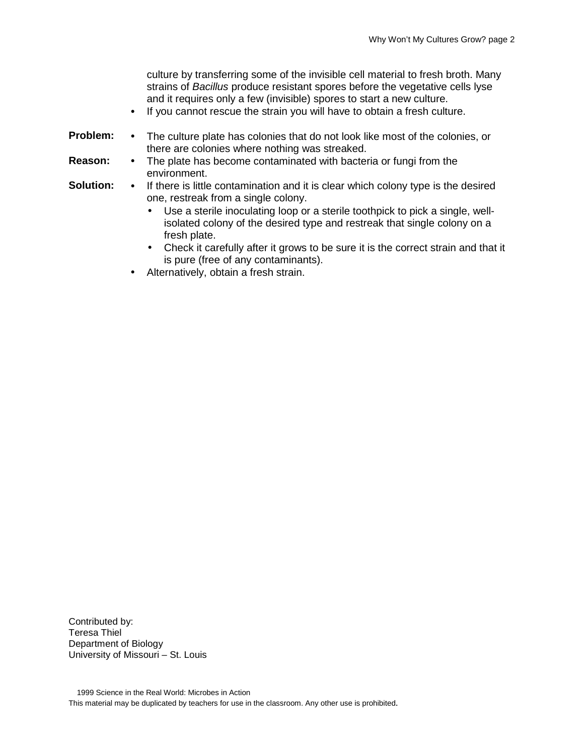culture by transferring some of the invisible cell material to fresh broth. Many strains of *Bacillus* produce resistant spores before the vegetative cells lyse and it requires only a few (invisible) spores to start a new culture.

- If you cannot rescue the strain you will have to obtain a fresh culture.

**Problem:**

- The culture plate has colonies that do not look like most of the colonies, or there are colonies where nothing was streaked.

**Reason:**

- The plate has become contaminated with bacteria or fungi from the environment.

**Solution:**

- If there is little contamination and it is clear which colony type is the desired one, restreak from a single colony.
  - Use a sterile inoculating loop or a sterile toothpick to pick a single, well-isolated colony of the desired type and restreak that single colony on a fresh plate.
  - Check it carefully after it grows to be sure it is the correct strain and that it is pure (free of any contaminants).
- Alternatively, obtain a fresh strain.

Contributed by:
Teresa Thiel
Department of Biology
University of Missouri – St. Louis

1999 Science in the Real World: Microbes in Action
This material may be duplicated by teachers for use in the classroom. Any other use is prohibited.